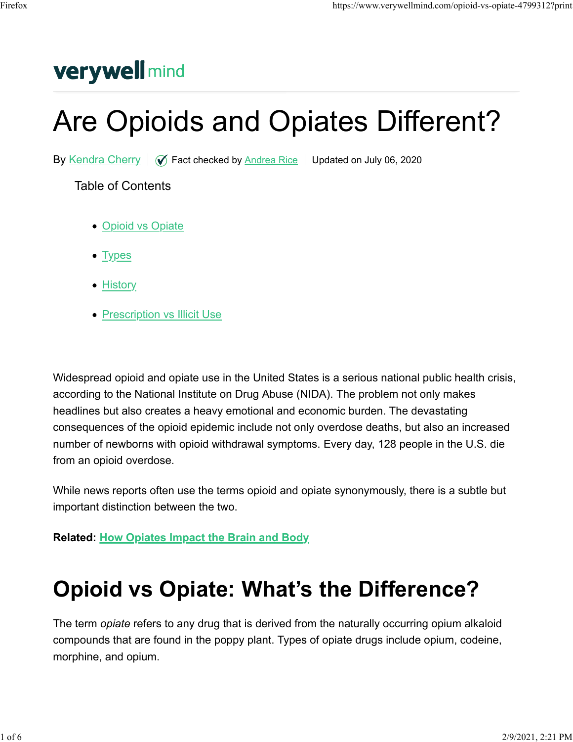verywell mind

# Are Opioids and Opiates Different?

By Kendra Cherry | Fact checked by Andrea Rice | Updated on July 06, 2020

Table of Contents

- Opioid vs Opiate
- Types
- History
- Prescription vs Illicit Use

Widespread opioid and opiate use in the United States is a serious national public health crisis, according to the National Institute on Drug Abuse (NIDA). The problem not only makes headlines but also creates a heavy emotional and economic burden. The devastating consequences of the opioid epidemic include not only overdose deaths, but also an increased number of newborns with opioid withdrawal symptoms. Every day, 128 people in the U.S. die from an opioid overdose.

While news reports often use the terms opioid and opiate synonymously, there is a subtle but important distinction between the two.

**Related: How Opiates Impact the Brain and Body**

## Opioid vs Opiate: What's the Difference?

The term *opiate* refers to any drug that is derived from the naturally occurring opium alkaloid compounds that are found in the poppy plant. Types of opiate drugs include opium, codeine, morphine, and opium.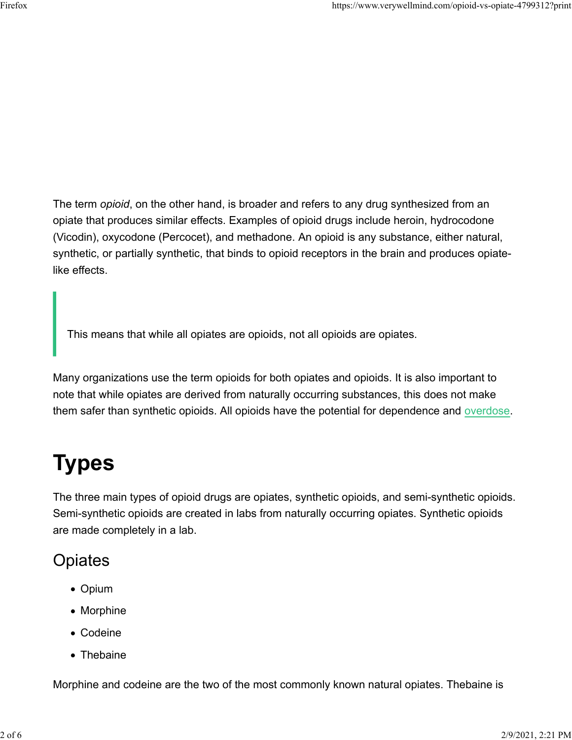The term *opioid*, on the other hand, is broader and refers to any drug synthesized from an opiate that produces similar effects. Examples of opioid drugs include heroin, hydrocodone (Vicodin), oxycodone (Percocet), and methadone. An opioid is any substance, either natural, synthetic, or partially synthetic, that binds to opioid receptors in the brain and produces opiate-like effects.

> This means that while all opiates are opioids, not all opioids are opiates.

Many organizations use the term opioids for both opiates and opioids. It is also important to note that while opiates are derived from naturally occurring substances, this does not make them safer than synthetic opioids. All opioids have the potential for dependence and overdose.

# Types

The three main types of opioid drugs are opiates, synthetic opioids, and semi-synthetic opioids. Semi-synthetic opioids are created in labs from naturally occurring opiates. Synthetic opioids are made completely in a lab.

## Opiates

- Opium
- Morphine
- Codeine
- Thebaine

Morphine and codeine are the two of the most commonly known natural opiates. Thebaine is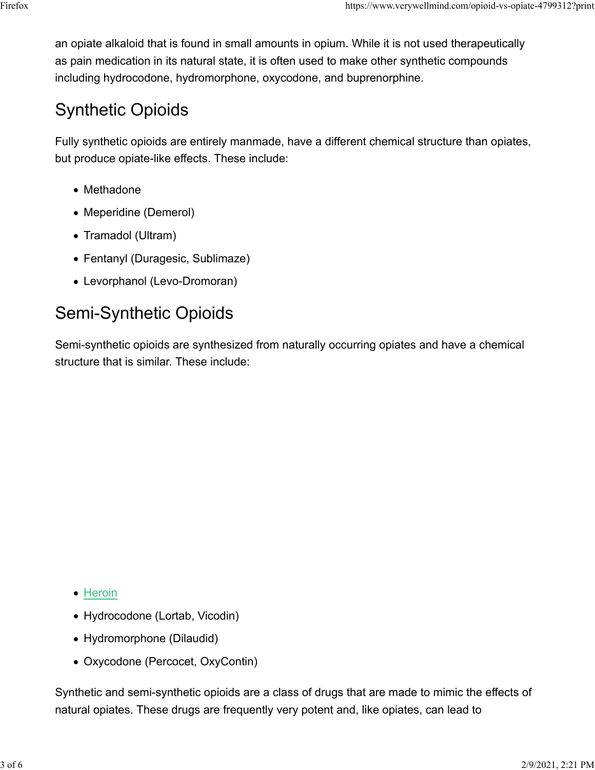an opiate alkaloid that is found in small amounts in opium. While it is not used therapeutically as pain medication in its natural state, it is often used to make other synthetic compounds including hydrocodone, hydromorphone, oxycodone, and buprenorphine.

## Synthetic Opioids

Fully synthetic opioids are entirely manmade, have a different chemical structure than opiates, but produce opiate-like effects. These include:

- Methadone
- Meperidine (Demerol)
- Tramadol (Ultram)
- Fentanyl (Duragesic, Sublimaze)
- Levorphanol (Levo-Dromoran)

## Semi-Synthetic Opioids

Semi-synthetic opioids are synthesized from naturally occurring opiates and have a chemical structure that is similar. These include:

- Heroin
- Hydrocodone (Lortab, Vicodin)
- Hydromorphone (Dilaudid)
- Oxycodone (Percocet, OxyContin)

Synthetic and semi-synthetic opioids are a class of drugs that are made to mimic the effects of natural opiates. These drugs are frequently very potent and, like opiates, can lead to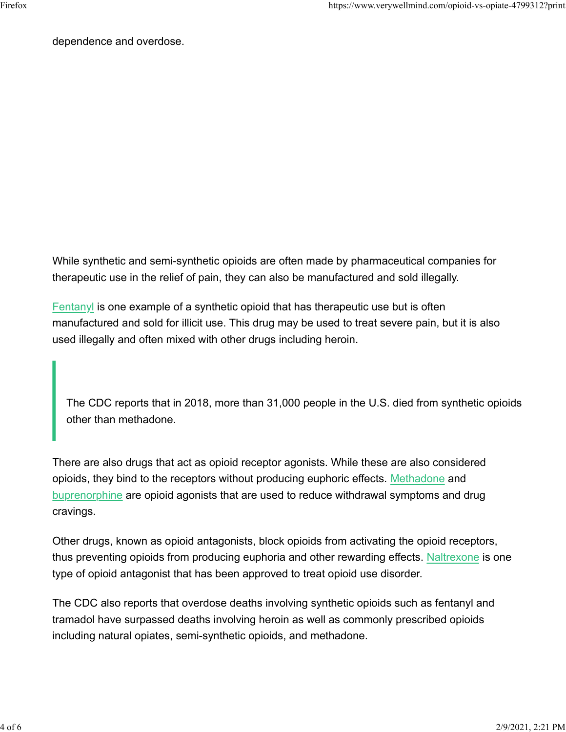dependence and overdose.

While synthetic and semi-synthetic opioids are often made by pharmaceutical companies for therapeutic use in the relief of pain, they can also be manufactured and sold illegally.

Fentanyl is one example of a synthetic opioid that has therapeutic use but is often manufactured and sold for illicit use. This drug may be used to treat severe pain, but it is also used illegally and often mixed with other drugs including heroin.

> The CDC reports that in 2018, more than 31,000 people in the U.S. died from synthetic opioids other than methadone.

There are also drugs that act as opioid receptor agonists. While these are also considered opioids, they bind to the receptors without producing euphoric effects. Methadone and buprenorphine are opioid agonists that are used to reduce withdrawal symptoms and drug cravings.

Other drugs, known as opioid antagonists, block opioids from activating the opioid receptors, thus preventing opioids from producing euphoria and other rewarding effects. Naltrexone is one type of opioid antagonist that has been approved to treat opioid use disorder.

The CDC also reports that overdose deaths involving synthetic opioids such as fentanyl and tramadol have surpassed deaths involving heroin as well as commonly prescribed opioids including natural opiates, semi-synthetic opioids, and methadone.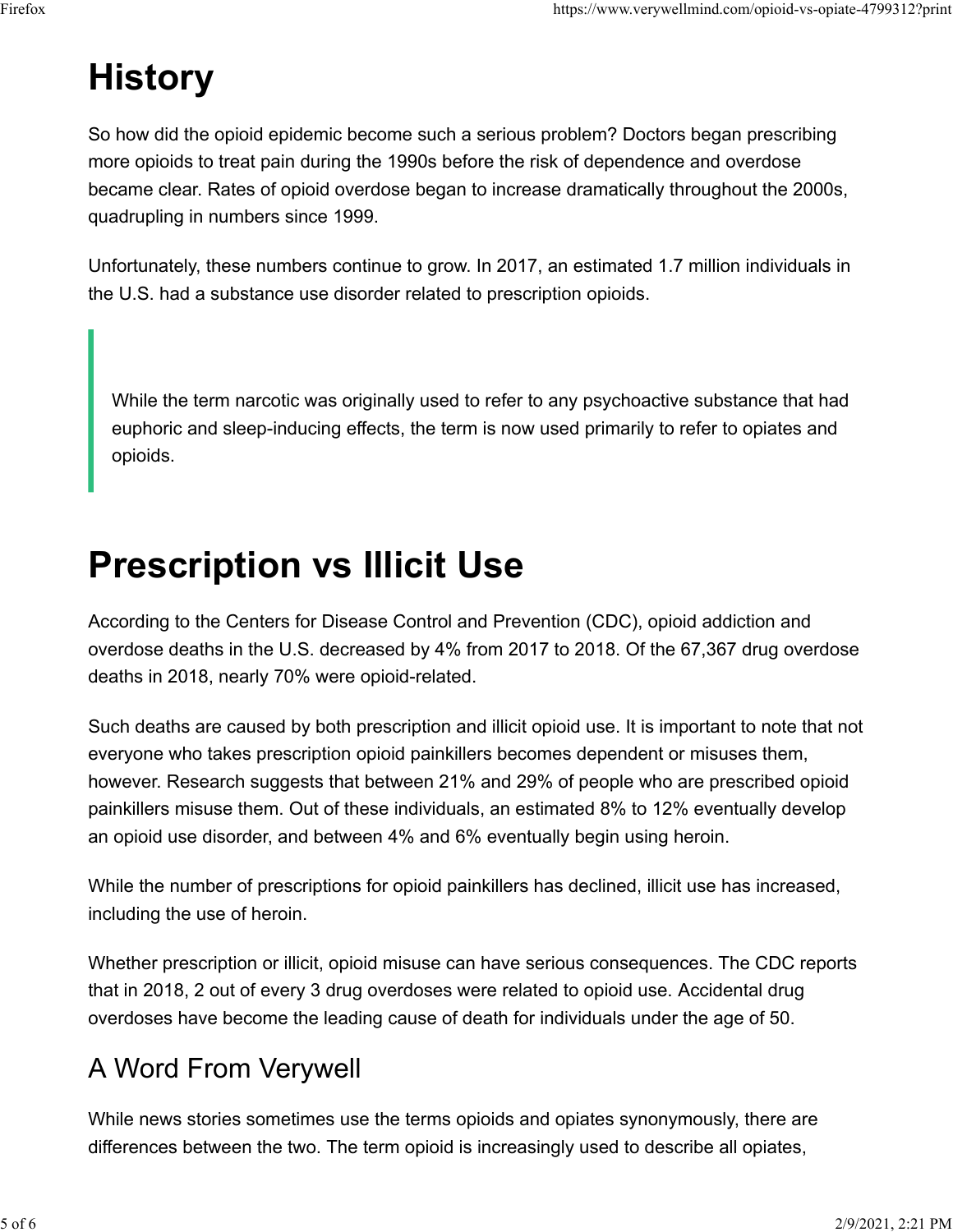# History

So how did the opioid epidemic become such a serious problem? Doctors began prescribing more opioids to treat pain during the 1990s before the risk of dependence and overdose became clear. Rates of opioid overdose began to increase dramatically throughout the 2000s, quadrupling in numbers since 1999.

Unfortunately, these numbers continue to grow. In 2017, an estimated 1.7 million individuals in the U.S. had a substance use disorder related to prescription opioids.

> While the term narcotic was originally used to refer to any psychoactive substance that had euphoric and sleep-inducing effects, the term is now used primarily to refer to opiates and opioids.

# Prescription vs Illicit Use

According to the Centers for Disease Control and Prevention (CDC), opioid addiction and overdose deaths in the U.S. decreased by 4% from 2017 to 2018. Of the 67,367 drug overdose deaths in 2018, nearly 70% were opioid-related.

Such deaths are caused by both prescription and illicit opioid use. It is important to note that not everyone who takes prescription opioid painkillers becomes dependent or misuses them, however. Research suggests that between 21% and 29% of people who are prescribed opioid painkillers misuse them. Out of these individuals, an estimated 8% to 12% eventually develop an opioid use disorder, and between 4% and 6% eventually begin using heroin.

While the number of prescriptions for opioid painkillers has declined, illicit use has increased, including the use of heroin.

Whether prescription or illicit, opioid misuse can have serious consequences. The CDC reports that in 2018, 2 out of every 3 drug overdoses were related to opioid use. Accidental drug overdoses have become the leading cause of death for individuals under the age of 50.

## A Word From Verywell

While news stories sometimes use the terms opioids and opiates synonymously, there are differences between the two. The term opioid is increasingly used to describe all opiates,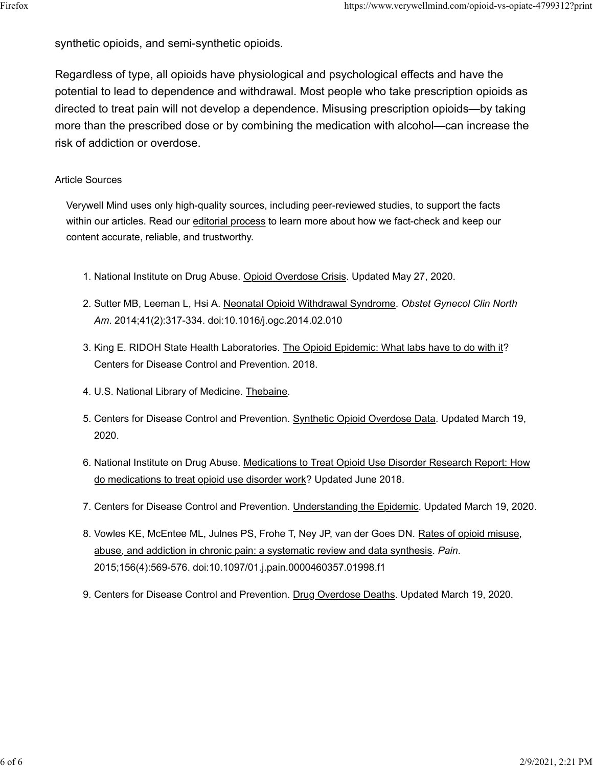synthetic opioids, and semi-synthetic opioids.

Regardless of type, all opioids have physiological and psychological effects and have the potential to lead to dependence and withdrawal. Most people who take prescription opioids as directed to treat pain will not develop a dependence. Misusing prescription opioids—by taking more than the prescribed dose or by combining the medication with alcohol—can increase the risk of addiction or overdose.

Article Sources

Verywell Mind uses only high-quality sources, including peer-reviewed studies, to support the facts within our articles. Read our editorial process to learn more about how we fact-check and keep our content accurate, reliable, and trustworthy.

1. National Institute on Drug Abuse. Opioid Overdose Crisis. Updated May 27, 2020.
2. Sutter MB, Leeman L, Hsi A. Neonatal Opioid Withdrawal Syndrome. *Obstet Gynecol Clin North Am*. 2014;41(2):317-334. doi:10.1016/j.ogc.2014.02.010
3. King E. RIDOH State Health Laboratories. The Opioid Epidemic: What labs have to do with it? Centers for Disease Control and Prevention. 2018.
4. U.S. National Library of Medicine. Thebaine.
5. Centers for Disease Control and Prevention. Synthetic Opioid Overdose Data. Updated March 19, 2020.
6. National Institute on Drug Abuse. Medications to Treat Opioid Use Disorder Research Report: How do medications to treat opioid use disorder work? Updated June 2018.
7. Centers for Disease Control and Prevention. Understanding the Epidemic. Updated March 19, 2020.
8. Vowles KE, McEntee ML, Julnes PS, Frohe T, Ney JP, van der Goes DN. Rates of opioid misuse, abuse, and addiction in chronic pain: a systematic review and data synthesis. *Pain*. 2015;156(4):569-576. doi:10.1097/01.j.pain.0000460357.01998.f1
9. Centers for Disease Control and Prevention. Drug Overdose Deaths. Updated March 19, 2020.